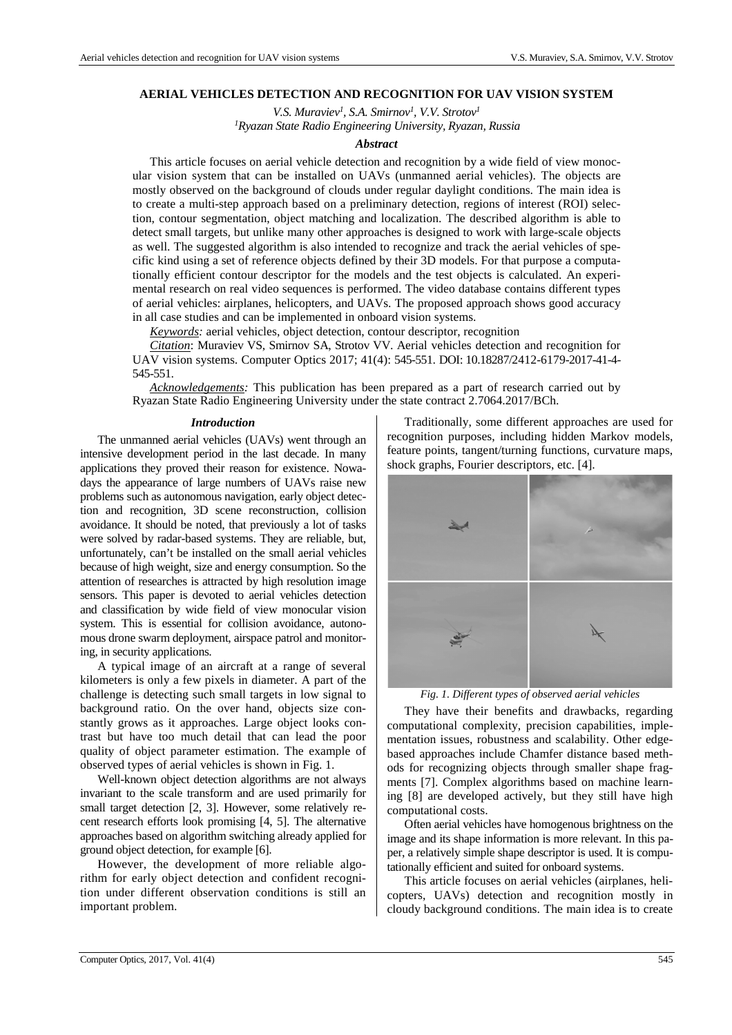# AERIAL VEHICLES DETECTION AND RECOGNITION FOR UAV VISION SYSTEM

*V.S. Muraviev[1], S.A. Smirnov[1], V.V. Strotov[1]*
*[1]Ryazan State Radio Engineering University, Ryazan, Russia*

### *Abstract*

This article focuses on aerial vehicle detection and recognition by a wide field of view monocular vision system that can be installed on UAVs (unmanned aerial vehicles). The objects are mostly observed on the background of clouds under regular daylight conditions. The main idea is to create a multi-step approach based on a preliminary detection, regions of interest (ROI) selection, contour segmentation, object matching and localization. The described algorithm is able to detect small targets, but unlike many other approaches is designed to work with large-scale objects as well. The suggested algorithm is also intended to recognize and track the aerial vehicles of specific kind using a set of reference objects defined by their 3D models. For that purpose a computationally efficient contour descriptor for the models and the test objects is calculated. An experimental research on real video sequences is performed. The video database contains different types of aerial vehicles: airplanes, helicopters, and UAVs. The proposed approach shows good accuracy in all case studies and can be implemented in onboard vision systems.

*Keywords:* aerial vehicles, object detection, contour descriptor, recognition

*Citation*: Muraviev VS, Smirnov SA, Strotov VV. Aerial vehicles detection and recognition for UAV vision systems. Computer Optics 2017; 41(4): 545-551. DOI: 10.18287/2412-6179-2017-41-4-545-551.

*Acknowledgements:* This publication has been prepared as a part of research carried out by Ryazan State Radio Engineering University under the state contract 2.7064.2017/BCh.

## *Introduction*

The unmanned aerial vehicles (UAVs) went through an intensive development period in the last decade. In many applications they proved their reason for existence. Nowadays the appearance of large numbers of UAVs raise new problems such as autonomous navigation, early object detection and recognition, 3D scene reconstruction, collision avoidance. It should be noted, that previously a lot of tasks were solved by radar-based systems. They are reliable, but, unfortunately, can't be installed on the small aerial vehicles because of high weight, size and energy consumption. So the attention of researches is attracted by high resolution image sensors. This paper is devoted to aerial vehicles detection and classification by wide field of view monocular vision system. This is essential for collision avoidance, autonomous drone swarm deployment, airspace patrol and monitoring, in security applications.

A typical image of an aircraft at a range of several kilometers is only a few pixels in diameter. A part of the challenge is detecting such small targets in low signal to background ratio. On the over hand, objects size constantly grows as it approaches. Large object looks contrast but have too much detail that can lead the poor quality of object parameter estimation. The example of observed types of aerial vehicles is shown in Fig. 1.

Well-known object detection algorithms are not always invariant to the scale transform and are used primarily for small target detection [2, 3]. However, some relatively recent research efforts look promising [4, 5]. The alternative approaches based on algorithm switching already applied for ground object detection, for example [6].

However, the development of more reliable algorithm for early object detection and confident recognition under different observation conditions is still an important problem.

Traditionally, some different approaches are used for recognition purposes, including hidden Markov models, feature points, tangent/turning functions, curvature maps, shock graphs, Fourier descriptors, etc. [4].

*Fig. 1. Different types of observed aerial vehicles*

They have their benefits and drawbacks, regarding computational complexity, precision capabilities, implementation issues, robustness and scalability. Other edge-based approaches include Chamfer distance based methods for recognizing objects through smaller shape fragments [7]. Complex algorithms based on machine learning [8] are developed actively, but they still have high computational costs.

Often aerial vehicles have homogenous brightness on the image and its shape information is more relevant. In this paper, a relatively simple shape descriptor is used. It is computationally efficient and suited for onboard systems.

This article focuses on aerial vehicles (airplanes, helicopters, UAVs) detection and recognition mostly in cloudy background conditions. The main idea is to create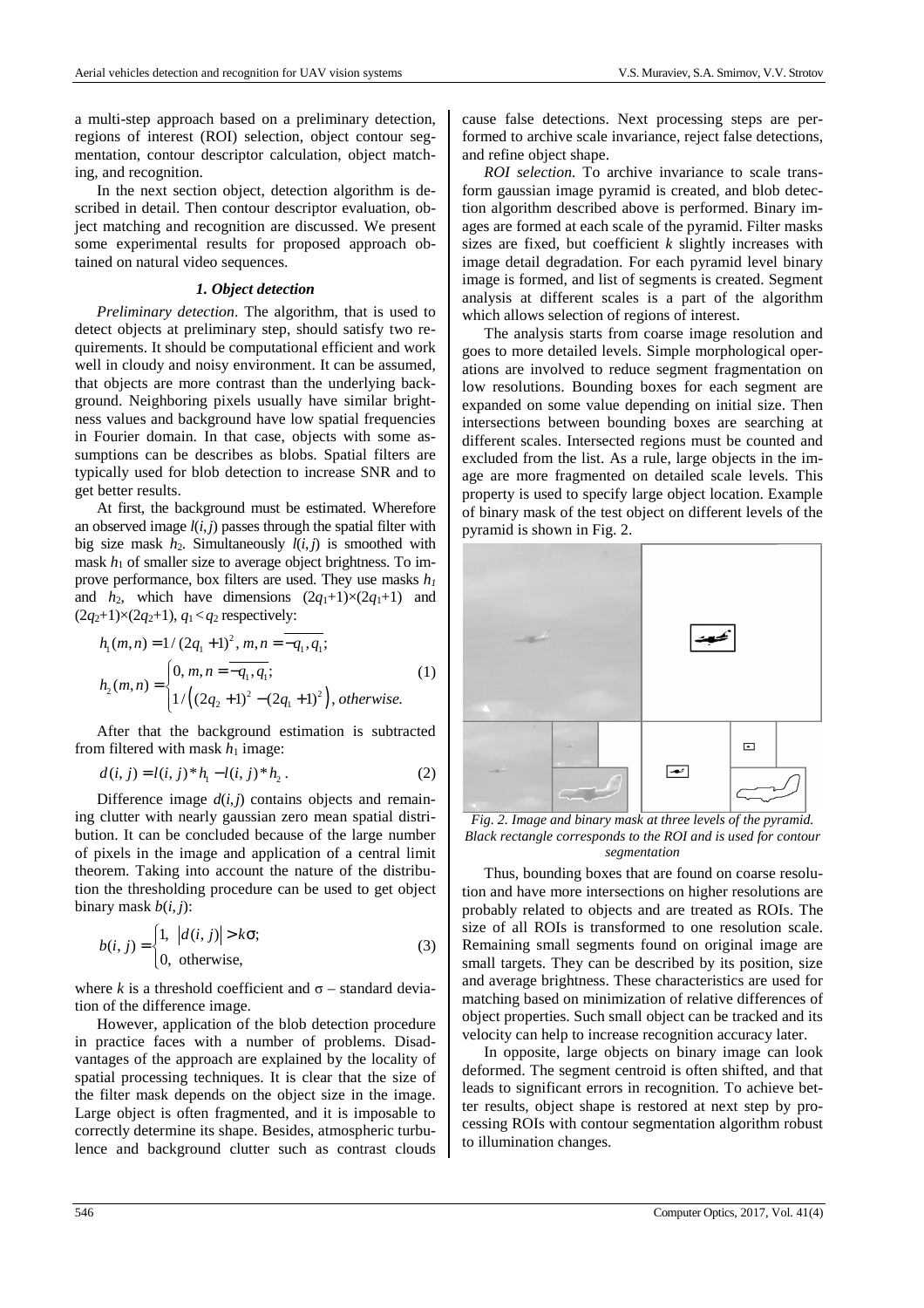a multi-step approach based on a preliminary detection, regions of interest (ROI) selection, object contour segmentation, contour descriptor calculation, object matching, and recognition.

In the next section object, detection algorithm is described in detail. Then contour descriptor evaluation, object matching and recognition are discussed. We present some experimental results for proposed approach obtained on natural video sequences.

### *1. Object detection*

*Preliminary detection*. The algorithm, that is used to detect objects at preliminary step, should satisfy two requirements. It should be computational efficient and work well in cloudy and noisy environment. It can be assumed, that objects are more contrast than the underlying background. Neighboring pixels usually have similar brightness values and background have low spatial frequencies in Fourier domain. In that case, objects with some assumptions can be describes as blobs. Spatial filters are typically used for blob detection to increase SNR and to get better results.

At first, the background must be estimated. Wherefore an observed image $l(i,j)$ passes through the spatial filter with big size mask $h_2$. Simultaneously $l(i,j)$ is smoothed with mask $h_1$ of smaller size to average object brightness. To improve performance, box filters are used. They use masks $h_1$ and $h_2$, which have dimensions $(2q_1+1)\times(2q_1+1)$ and $(2q_2+1)\times(2q_2+1)$, $q_1 < q_2$ respectively:

$$h_1(m,n) = 1/(2q_1+1)^2,\ m,n = \overline{-q_1, q_1};$$

$$h_2(m,n) = \begin{cases} 0,\ m,n = \overline{-q_1, q_1}; \\ 1/\left((2q_2+1)^2 - (2q_1+1)^2\right),\ otherwise. \end{cases} \quad (1)$$

After that the background estimation is subtracted from filtered with mask $h_1$ image:

$$d(i,j) = l(i,j) * h_1 - l(i,j) * h_2. \quad (2)$$

Difference image $d(i,j)$ contains objects and remaining clutter with nearly gaussian zero mean spatial distribution. It can be concluded because of the large number of pixels in the image and application of a central limit theorem. Taking into account the nature of the distribution the thresholding procedure can be used to get object binary mask $b(i,j)$:

$$b(i,j) = \begin{cases} 1, & |d(i,j)| > k\sigma; \\ 0, & \text{otherwise}, \end{cases} \quad (3)$$

where $k$ is a threshold coefficient and $\sigma$ – standard deviation of the difference image.

However, application of the blob detection procedure in practice faces with a number of problems. Disadvantages of the approach are explained by the locality of spatial processing techniques. It is clear that the size of the filter mask depends on the object size in the image. Large object is often fragmented, and it is imposable to correctly determine its shape. Besides, atmospheric turbulence and background clutter such as contrast clouds cause false detections. Next processing steps are performed to archive scale invariance, reject false detections, and refine object shape.

*ROI selection.* To archive invariance to scale transform gaussian image pyramid is created, and blob detection algorithm described above is performed. Binary images are formed at each scale of the pyramid. Filter masks sizes are fixed, but coefficient $k$ slightly increases with image detail degradation. For each pyramid level binary image is formed, and list of segments is created. Segment analysis at different scales is a part of the algorithm which allows selection of regions of interest.

The analysis starts from coarse image resolution and goes to more detailed levels. Simple morphological operations are involved to reduce segment fragmentation on low resolutions. Bounding boxes for each segment are expanded on some value depending on initial size. Then intersections between bounding boxes are searching at different scales. Intersected regions must be counted and excluded from the list. As a rule, large objects in the image are more fragmented on detailed scale levels. This property is used to specify large object location. Example of binary mask of the test object on different levels of the pyramid is shown in Fig. 2.

*Fig. 2. Image and binary mask at three levels of the pyramid. Black rectangle corresponds to the ROI and is used for contour segmentation*

Thus, bounding boxes that are found on coarse resolution and have more intersections on higher resolutions are probably related to objects and are treated as ROIs. The size of all ROIs is transformed to one resolution scale. Remaining small segments found on original image are small targets. They can be described by its position, size and average brightness. These characteristics are used for matching based on minimization of relative differences of object properties. Such small object can be tracked and its velocity can help to increase recognition accuracy later.

In opposite, large objects on binary image can look deformed. The segment centroid is often shifted, and that leads to significant errors in recognition. To achieve better results, object shape is restored at next step by processing ROIs with contour segmentation algorithm robust to illumination changes.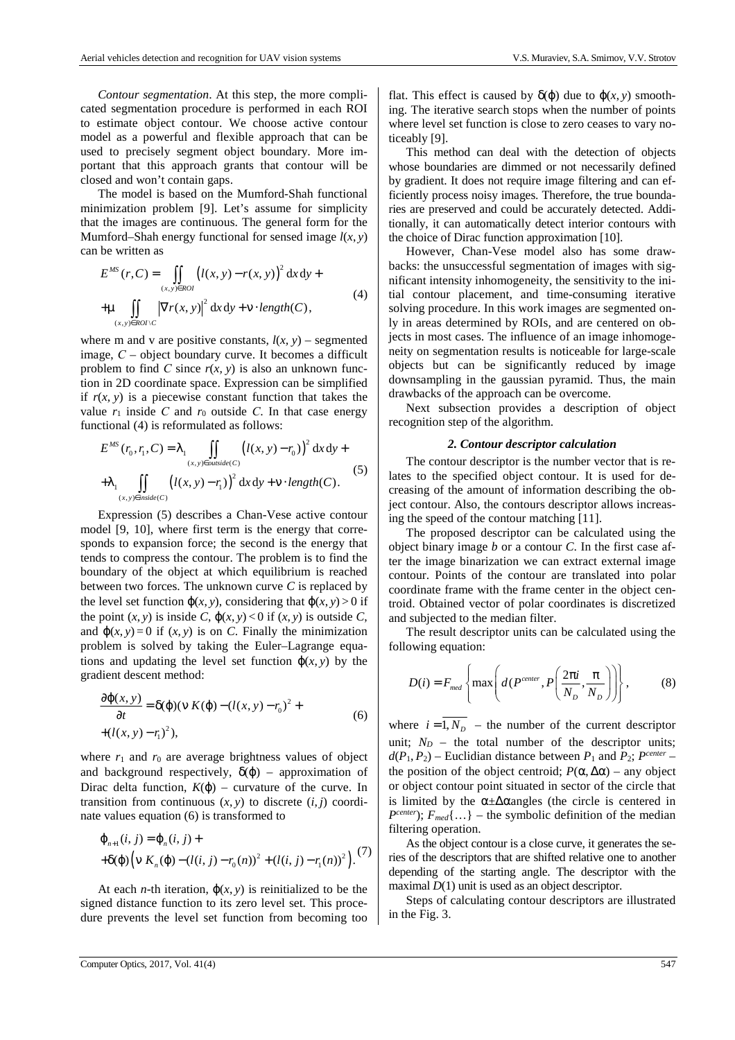*Contour segmentation*. At this step, the more complicated segmentation procedure is performed in each ROI to estimate object contour. We choose active contour model as a powerful and flexible approach that can be used to precisely segment object boundary. More important that this approach grants that contour will be closed and won't contain gaps.

The model is based on the Mumford-Shah functional minimization problem [9]. Let's assume for simplicity that the images are continuous. The general form for the Mumford–Shah energy functional for sensed image $l(x, y)$ can be written as

$$E^{MS}(r, C) = \iint_{(x,y)\in ROI} \left(l(x, y) - r(x, y)\right)^2 \mathrm{d}x\,\mathrm{d}y + \\ +\mu \iint_{(x,y)\in ROI\setminus C} \left|\nabla r(x, y)\right|^2 \mathrm{d}x\,\mathrm{d}y + \nu \cdot length(C), \tag{4}$$

where m and v are positive constants, $l(x, y)$ – segmented image, $C$ – object boundary curve. It becomes a difficult problem to find $C$ since $r(x, y)$ is also an unknown function in 2D coordinate space. Expression can be simplified if $r(x, y)$ is a piecewise constant function that takes the value $r_1$ inside $C$ and $r_0$ outside $C$. In that case energy functional (4) is reformulated as follows:

$$E^{MS}(r_0, r_1, C) = \lambda_1 \iint_{(x,y)\in outside(C)} \left(l(x, y) - r_0\right)^2 \mathrm{d}x\,\mathrm{d}y + \\ +\lambda_1 \iint_{(x,y)\in inside(C)} \left(l(x, y) - r_1\right)^2 \mathrm{d}x\,\mathrm{d}y + \nu \cdot length(C). \tag{5}$$

Expression (5) describes a Chan-Vese active contour model [9, 10], where first term is the energy that corresponds to expansion force; the second is the energy that tends to compress the contour. The problem is to find the boundary of the object at which equilibrium is reached between two forces. The unknown curve $C$ is replaced by the level set function $\varphi(x, y)$, considering that $\varphi(x, y) > 0$ if the point $(x, y)$ is inside $C$, $\varphi(x, y) < 0$ if $(x, y)$ is outside $C$, and $\varphi(x, y) = 0$ if $(x, y)$ is on $C$. Finally the minimization problem is solved by taking the Euler–Lagrange equations and updating the level set function $\varphi(x, y)$ by the gradient descent method:

$$\frac{\partial \varphi(x, y)}{\partial t} = \delta(\varphi)(\nu\, K(\varphi) - (l(x, y) - r_0)^2 + \\ +(l(x, y) - r_1)^2), \tag{6}$$

where $r_1$ and $r_0$ are average brightness values of object and background respectively, $\delta(\varphi)$ – approximation of Dirac delta function, $K(\varphi)$ – curvature of the curve. In transition from continuous $(x, y)$ to discrete $(i, j)$ coordinate values equation (6) is transformed to

$$\varphi_{n+1}(i, j) = \varphi_n(i, j) + \\ +\delta(\varphi)\left(\nu\, K_n(\varphi) - (l(i, j) - r_0(n))^2 + (l(i, j) - r_1(n))^2\right). \tag{7}$$

At each $n$-th iteration, $\varphi(x, y)$ is reinitialized to be the signed distance function to its zero level set. This procedure prevents the level set function from becoming too flat. This effect is caused by $\delta(\varphi)$ due to $\varphi(x, y)$ smoothing. The iterative search stops when the number of points where level set function is close to zero ceases to vary noticeably [9].

This method can deal with the detection of objects whose boundaries are dimmed or not necessarily defined by gradient. It does not require image filtering and can efficiently process noisy images. Therefore, the true boundaries are preserved and could be accurately detected. Additionally, it can automatically detect interior contours with the choice of Dirac function approximation [10].

However, Chan-Vese model also has some drawbacks: the unsuccessful segmentation of images with significant intensity inhomogeneity, the sensitivity to the initial contour placement, and time-consuming iterative solving procedure. In this work images are segmented only in areas determined by ROIs, and are centered on objects in most cases. The influence of an image inhomogeneity on segmentation results is noticeable for large-scale objects but can be significantly reduced by image downsampling in the gaussian pyramid. Thus, the main drawbacks of the approach can be overcome.

Next subsection provides a description of object recognition step of the algorithm.

### *2. Contour descriptor calculation*

The contour descriptor is the number vector that is relates to the specified object contour. It is used for decreasing of the amount of information describing the object contour. Also, the contours descriptor allows increasing the speed of the contour matching [11].

The proposed descriptor can be calculated using the object binary image $b$ or a contour $C$. In the first case after the image binarization we can extract external image contour. Points of the contour are translated into polar coordinate frame with the frame center in the object centroid. Obtained vector of polar coordinates is discretized and subjected to the median filter.

The result descriptor units can be calculated using the following equation:

$$D(i) = F_{med}\left\{\max\left(d\left(P^{center}, P\left(\frac{2\pi i}{N_D}, \frac{\pi}{N_D}\right)\right)\right)\right\}, \tag{8}$$

where $i = \overline{1, N_D}$ – the number of the current descriptor unit; $N_D$ – the total number of the descriptor units; $d(P_1, P_2)$ – Euclidian distance between $P_1$ and $P_2$; $P^{center}$ – the position of the object centroid; $P(\alpha, \Delta\alpha)$ – any object or object contour point situated in sector of the circle that is limited by the $\alpha\pm\Delta\alpha$ angles (the circle is centered in $P^{center}$); $F_{med}\{\ldots\}$ – the symbolic definition of the median filtering operation.

As the object contour is a close curve, it generates the series of the descriptors that are shifted relative one to another depending of the starting angle. The descriptor with the maximal $D(1)$ unit is used as an object descriptor.

Steps of calculating contour descriptors are illustrated in the Fig. 3.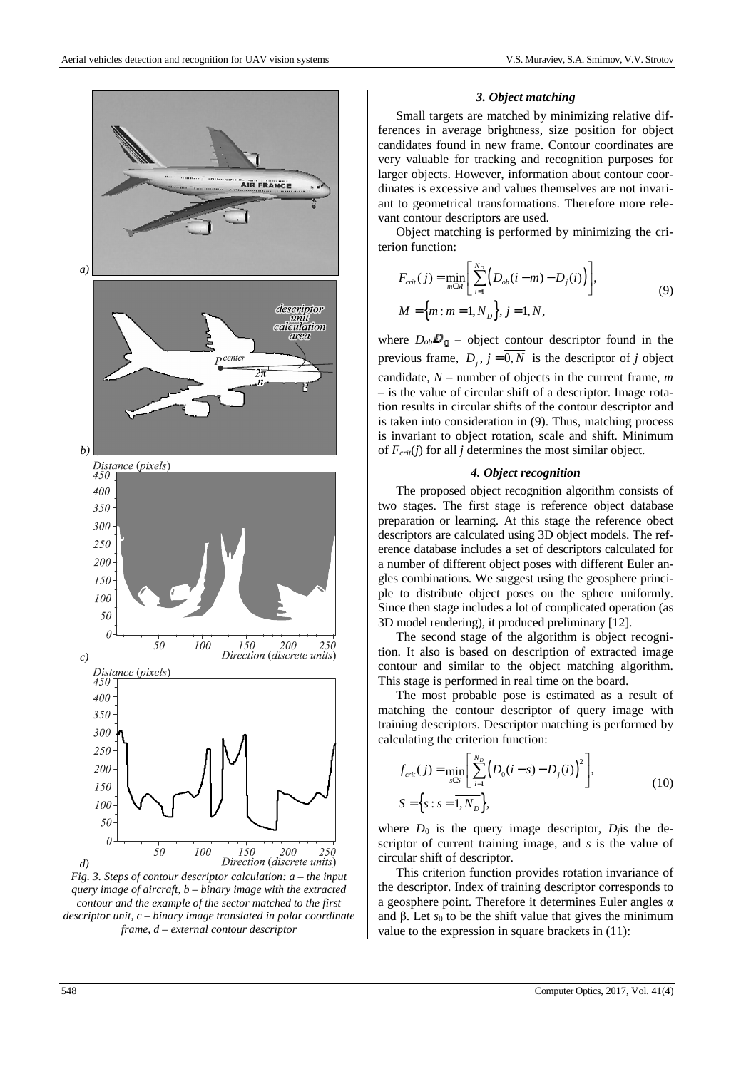Fig. 3. Steps of contour descriptor calculation: a – the input query image of aircraft, b – binary image with the extracted contour and the example of the sector matched to the first descriptor unit, c – binary image translated in polar coordinate frame, d – external contour descriptor

### 3. Object matching

Small targets are matched by minimizing relative differences in average brightness, size position for object candidates found in new frame. Contour coordinates are very valuable for tracking and recognition purposes for larger objects. However, information about contour coordinates is excessive and values themselves are not invariant to geometrical transformations. Therefore more relevant contour descriptors are used.

Object matching is performed by minimizing the criterion function:

$$F_{crit}(j) = \min_{m \in M} \left[ \sum_{i=1}^{N_D} \left( D_{ob}(i-m) - D_j(i) \right) \right],$$
$$M = \left\{ m : m = \overline{1, N_D} \right\}, \; j = \overline{1, N}, \tag{9}$$

where $D_{ob}$ – object contour descriptor found in the previous frame, $D_j,\; j = \overline{0, N}$ is the descriptor of $j$ object candidate, $N$ – number of objects in the current frame, $m$ – is the value of circular shift of a descriptor. Image rotation results in circular shifts of the contour descriptor and is taken into consideration in (9). Thus, matching process is invariant to object rotation, scale and shift. Minimum of $F_{crit}(j)$ for all $j$ determines the most similar object.

### 4. Object recognition

The proposed object recognition algorithm consists of two stages. The first stage is reference object database preparation or learning. At this stage the reference obect descriptors are calculated using 3D object models. The reference database includes a set of descriptors calculated for a number of different object poses with different Euler angles combinations. We suggest using the geosphere principle to distribute object poses on the sphere uniformly. Since then stage includes a lot of complicated operation (as 3D model rendering), it produced preliminary [12].

The second stage of the algorithm is object recognition. It also is based on description of extracted image contour and similar to the object matching algorithm. This stage is performed in real time on the board.

The most probable pose is estimated as a result of matching the contour descriptor of query image with training descriptors. Descriptor matching is performed by calculating the criterion function:

$$f_{crit}(j) = \min_{s \in S} \left[ \sum_{i=1}^{N_D} \left( D_0(i-s) - D_j(i) \right)^2 \right],$$
$$S = \left\{ s : s = \overline{1, N_D} \right\}, \tag{10}$$

where $D_0$ is the query image descriptor, $D_j$ is the descriptor of current training image, and $s$ is the value of circular shift of descriptor.

This criterion function provides rotation invariance of the descriptor. Index of training descriptor corresponds to a geosphere point. Therefore it determines Euler angles α and β. Let $s_0$ to be the shift value that gives the minimum value to the expression in square brackets in (11):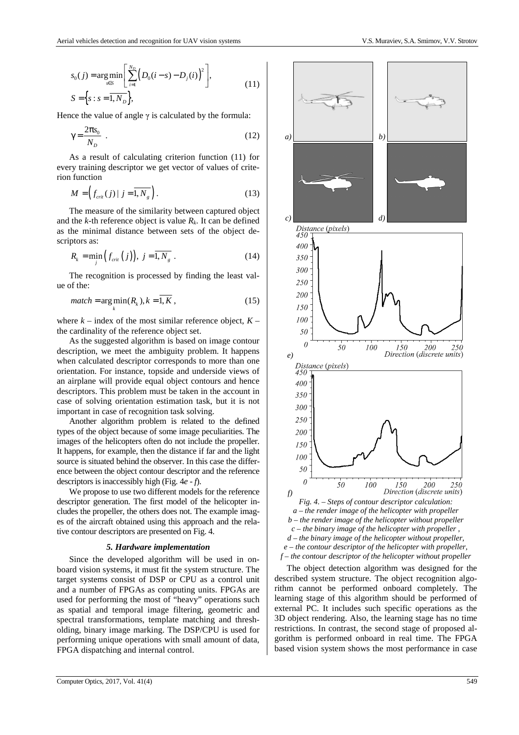$$s_0(j) = \arg\min_{s \in S} \left[ \sum_{i=1}^{N_D} \left( D_0(i-s) - D_j(i) \right)^2 \right],$$
$$S = \left\{ s : s = \overline{1, N_D} \right\}, \tag{11}$$

Hence the value of angle $\gamma$ is calculated by the formula:

$$\gamma = \frac{2\pi s_0}{N_D} . \tag{12}$$

As a result of calculating criterion function (11) for every training descriptor we get vector of values of criterion function

$$M = \left( f_{crit}(j) \mid j = \overline{1, N_g} \right). \tag{13}$$

The measure of the similarity between captured object and the *k*-th reference object is value $R_k$. It can be defined as the minimal distance between sets of the object descriptors as:

$$R_k = \min_j \left( f_{crit}(j) \right), \ j = \overline{1, N_g} . \tag{14}$$

The recognition is processed by finding the least value of the:

$$match = \arg\min_k (R_k), k = \overline{1, K} , \tag{15}$$

where $k$ – index of the most similar reference object, $K$ – the cardinality of the reference object set.

As the suggested algorithm is based on image contour description, we meet the ambiguity problem. It happens when calculated descriptor corresponds to more than one orientation. For instance, topside and underside views of an airplane will provide equal object contours and hence descriptors. This problem must be taken in the account in case of solving orientation estimation task, but it is not important in case of recognition task solving.

Another algorithm problem is related to the defined types of the object because of some image peculiarities. The images of the helicopters often do not include the propeller. It happens, for example, then the distance if far and the light source is situated behind the observer. In this case the difference between the object contour descriptor and the reference descriptors is inaccessibly high (Fig. 4*e* - *f*).

We propose to use two different models for the reference descriptor generation. The first model of the helicopter includes the propeller, the others does not. The example images of the aircraft obtained using this approach and the relative contour descriptors are presented on Fig. 4.

*Fig. 4. – Steps of contour descriptor calculation:*
*a – the render image of the helicopter with propeller*
*b – the render image of the helicopter without propeller*
*c – the binary image of the helicopter with propeller ,*
*d – the binary image of the helicopter without propeller,*
*e – the contour descriptor of the helicopter with propeller,*
*f – the contour descriptor of the helicopter without propeller*

### *5. Hardware implementation*

Since the developed algorithm will be used in onboard vision systems, it must fit the system structure. The target systems consist of DSP or CPU as a control unit and a number of FPGAs as computing units. FPGAs are used for performing the most of "heavy" operations such as spatial and temporal image filtering, geometric and spectral transformations, template matching and thresholding, binary image marking. The DSP/CPU is used for performing unique operations with small amount of data, FPGA dispatching and internal control.

The object detection algorithm was designed for the described system structure. The object recognition algorithm cannot be performed onboard completely. The learning stage of this algorithm should be performed of external PC. It includes such specific operations as the 3D object rendering. Also, the learning stage has no time restrictions. In contrast, the second stage of proposed algorithm is performed onboard in real time. The FPGA based vision system shows the most performance in case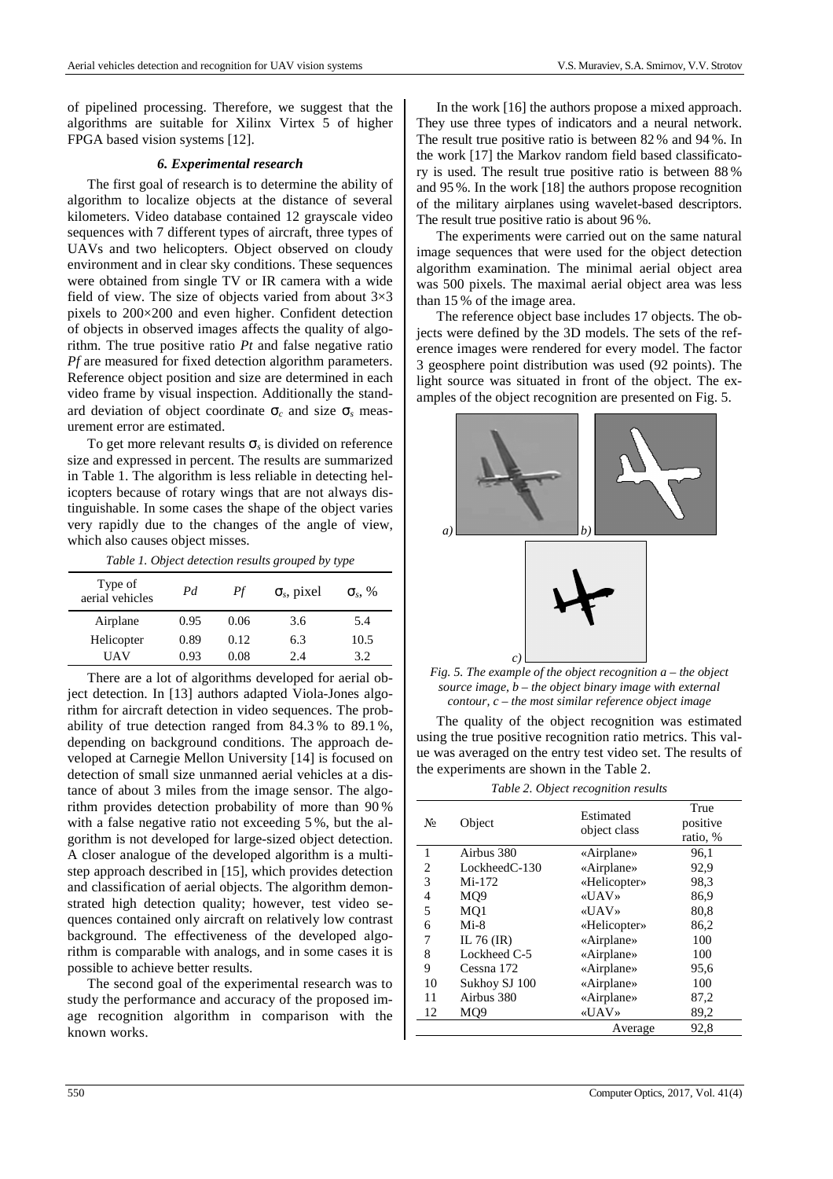of pipelined processing. Therefore, we suggest that the algorithms are suitable for Xilinx Virtex 5 of higher FPGA based vision systems [12].

### *6. Experimental research*

The first goal of research is to determine the ability of algorithm to localize objects at the distance of several kilometers. Video database contained 12 grayscale video sequences with 7 different types of aircraft, three types of UAVs and two helicopters. Object observed on cloudy environment and in clear sky conditions. These sequences were obtained from single TV or IR camera with a wide field of view. The size of objects varied from about 3×3 pixels to 200×200 and even higher. Confident detection of objects in observed images affects the quality of algorithm. The true positive ratio $Pt$ and false negative ratio $Pf$ are measured for fixed detection algorithm parameters. Reference object position and size are determined in each video frame by visual inspection. Additionally the standard deviation of object coordinate $\sigma_c$ and size $\sigma_s$ measurement error are estimated.

To get more relevant results $\sigma_s$ is divided on reference size and expressed in percent. The results are summarized in Table 1. The algorithm is less reliable in detecting helicopters because of rotary wings that are not always distinguishable. In some cases the shape of the object varies very rapidly due to the changes of the angle of view, which also causes object misses.

*Table 1. Object detection results grouped by type*

| Type of aerial vehicles | $Pd$ | $Pf$ | $\sigma_s$, pixel | $\sigma_s$, % |
|---|---|---|---|---|
| Airplane | 0.95 | 0.06 | 3.6 | 5.4 |
| Helicopter | 0.89 | 0.12 | 6.3 | 10.5 |
| UAV | 0.93 | 0.08 | 2.4 | 3.2 |

There are a lot of algorithms developed for aerial object detection. In [13] authors adapted Viola-Jones algorithm for aircraft detection in video sequences. The probability of true detection ranged from 84.3 % to 89.1 %, depending on background conditions. The approach developed at Carnegie Mellon University [14] is focused on detection of small size unmanned aerial vehicles at a distance of about 3 miles from the image sensor. The algorithm provides detection probability of more than 90 % with a false negative ratio not exceeding 5 %, but the algorithm is not developed for large-sized object detection. A closer analogue of the developed algorithm is a multistep approach described in [15], which provides detection and classification of aerial objects. The algorithm demonstrated high detection quality; however, test video sequences contained only aircraft on relatively low contrast background. The effectiveness of the developed algorithm is comparable with analogs, and in some cases it is possible to achieve better results.

The second goal of the experimental research was to study the performance and accuracy of the proposed image recognition algorithm in comparison with the known works.

In the work [16] the authors propose a mixed approach. They use three types of indicators and a neural network. The result true positive ratio is between 82 % and 94 %. In the work [17] the Markov random field based classificatory is used. The result true positive ratio is between 88 % and 95 %. In the work [18] the authors propose recognition of the military airplanes using wavelet-based descriptors. The result true positive ratio is about 96 %.

The experiments were carried out on the same natural image sequences that were used for the object detection algorithm examination. The minimal aerial object area was 500 pixels. The maximal aerial object area was less than 15 % of the image area.

The reference object base includes 17 objects. The objects were defined by the 3D models. The sets of the reference images were rendered for every model. The factor 3 geosphere point distribution was used (92 points). The light source was situated in front of the object. The examples of the object recognition are presented on Fig. 5.

*Fig. 5. The example of the object recognition a – the object source image, b – the object binary image with external contour, c – the most similar reference object image*

The quality of the object recognition was estimated using the true positive recognition ratio metrics. This value was averaged on the entry test video set. The results of the experiments are shown in the Table 2.

*Table 2. Object recognition results*

| № | Object | Estimated object class | True positive ratio, % |
|---|---|---|---|
| 1 | Airbus 380 | «Airplane» | 96,1 |
| 2 | LockheedC-130 | «Airplane» | 92,9 |
| 3 | Mi-172 | «Helicopter» | 98,3 |
| 4 | MQ9 | «UAV» | 86,9 |
| 5 | MQ1 | «UAV» | 80,8 |
| 6 | Mi-8 | «Helicopter» | 86,2 |
| 7 | IL 76 (IR) | «Airplane» | 100 |
| 8 | Lockheed C-5 | «Airplane» | 100 |
| 9 | Cessna 172 | «Airplane» | 95,6 |
| 10 | Sukhoy SJ 100 | «Airplane» | 100 |
| 11 | Airbus 380 | «Airplane» | 87,2 |
| 12 | MQ9 | «UAV» | 89,2 |
| | | Average | 92,8 |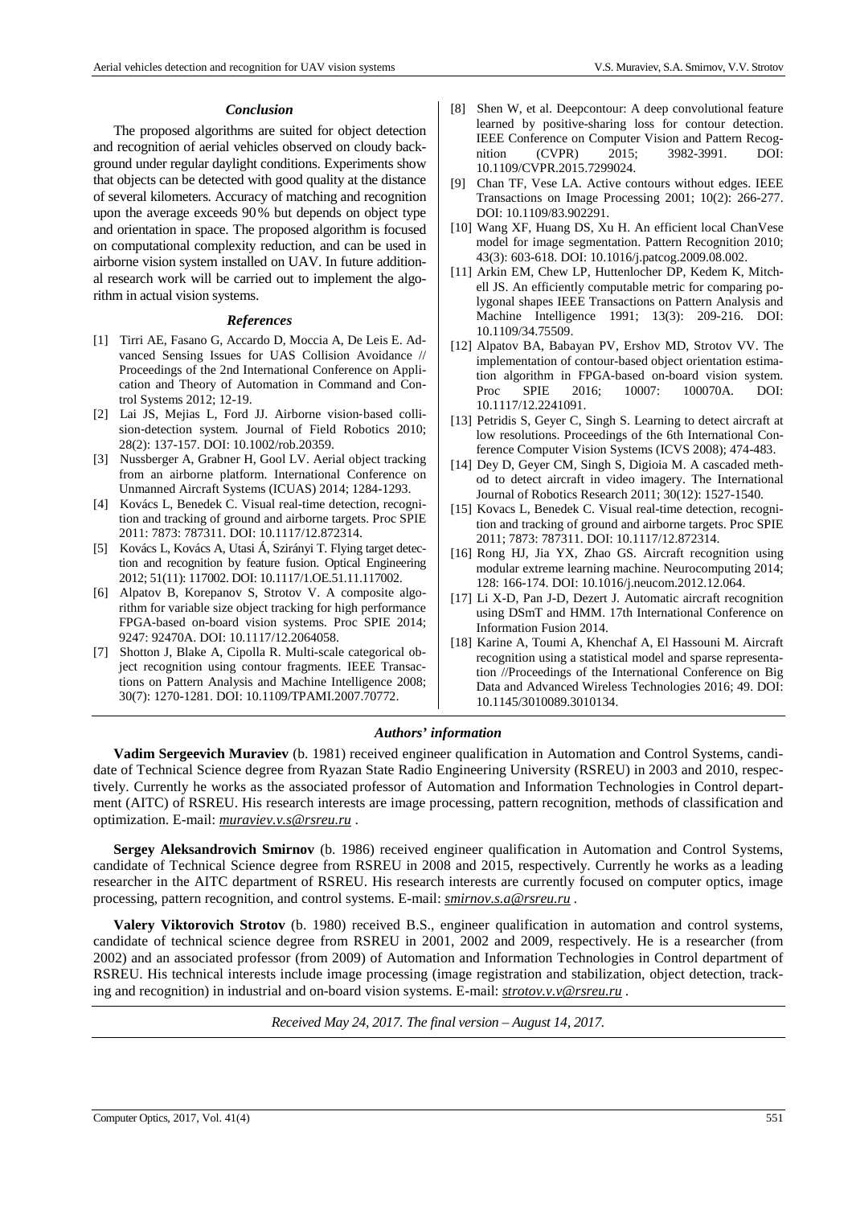### *Conclusion*

The proposed algorithms are suited for object detection and recognition of aerial vehicles observed on cloudy background under regular daylight conditions. Experiments show that objects can be detected with good quality at the distance of several kilometers. Accuracy of matching and recognition upon the average exceeds 90 % but depends on object type and orientation in space. The proposed algorithm is focused on computational complexity reduction, and can be used in airborne vision system installed on UAV. In future additional research work will be carried out to implement the algorithm in actual vision systems.

### *References*

[1] Tirri AE, Fasano G, Accardo D, Moccia A, De Leis E. Advanced Sensing Issues for UAS Collision Avoidance // Proceedings of the 2nd International Conference on Application and Theory of Automation in Command and Control Systems 2012; 12-19.

[2] Lai JS, Mejias L, Ford JJ. Airborne vision-based collision-detection system. Journal of Field Robotics 2010; 28(2): 137-157. DOI: 10.1002/rob.20359.

[3] Nussberger A, Grabner H, Gool LV. Aerial object tracking from an airborne platform. International Conference on Unmanned Aircraft Systems (ICUAS) 2014; 1284-1293.

[4] Kovács L, Benedek C. Visual real-time detection, recognition and tracking of ground and airborne targets. Proc SPIE 2011: 7873: 787311. DOI: 10.1117/12.872314.

[5] Kovács L, Kovács A, Utasi Á, Szirányi T. Flying target detection and recognition by feature fusion. Optical Engineering 2012; 51(11): 117002. DOI: 10.1117/1.OE.51.11.117002.

[6] Alpatov B, Korepanov S, Strotov V. A composite algorithm for variable size object tracking for high performance FPGA-based on-board vision systems. Proc SPIE 2014; 9247: 92470A. DOI: 10.1117/12.2064058.

[7] Shotton J, Blake A, Cipolla R. Multi-scale categorical object recognition using contour fragments. IEEE Transactions on Pattern Analysis and Machine Intelligence 2008; 30(7): 1270-1281. DOI: 10.1109/TPAMI.2007.70772.

[8] Shen W, et al. Deepcontour: A deep convolutional feature learned by positive-sharing loss for contour detection. IEEE Conference on Computer Vision and Pattern Recognition (CVPR) 2015; 3982-3991. DOI: 10.1109/CVPR.2015.7299024.

[9] Chan TF, Vese LA. Active contours without edges. IEEE Transactions on Image Processing 2001; 10(2): 266-277. DOI: 10.1109/83.902291.

[10] Wang XF, Huang DS, Xu H. An efficient local ChanVese model for image segmentation. Pattern Recognition 2010; 43(3): 603-618. DOI: 10.1016/j.patcog.2009.08.002.

[11] Arkin EM, Chew LP, Huttenlocher DP, Kedem K, Mitchell JS. An efficiently computable metric for comparing polygonal shapes IEEE Transactions on Pattern Analysis and Machine Intelligence 1991; 13(3): 209-216. DOI: 10.1109/34.75509.

[12] Alpatov BA, Babayan PV, Ershov MD, Strotov VV. The implementation of contour-based object orientation estimation algorithm in FPGA-based on-board vision system. Proc SPIE 2016; 10007: 100070A. DOI: 10.1117/12.2241091.

[13] Petridis S, Geyer C, Singh S. Learning to detect aircraft at low resolutions. Proceedings of the 6th International Conference Computer Vision Systems (ICVS 2008); 474-483.

[14] Dey D, Geyer CM, Singh S, Digioia M. A cascaded method to detect aircraft in video imagery. The International Journal of Robotics Research 2011; 30(12): 1527-1540.

[15] Kovacs L, Benedek C. Visual real-time detection, recognition and tracking of ground and airborne targets. Proc SPIE 2011; 7873: 787311. DOI: 10.1117/12.872314.

[16] Rong HJ, Jia YX, Zhao GS. Aircraft recognition using modular extreme learning machine. Neurocomputing 2014; 128: 166-174. DOI: 10.1016/j.neucom.2012.12.064.

[17] Li X-D, Pan J-D, Dezert J. Automatic aircraft recognition using DSmT and HMM. 17th International Conference on Information Fusion 2014.

[18] Karine A, Toumi A, Khenchaf A, El Hassouni M. Aircraft recognition using a statistical model and sparse representation //Proceedings of the International Conference on Big Data and Advanced Wireless Technologies 2016; 49. DOI: 10.1145/3010089.3010134.

### *Authors' information*

**Vadim Sergeevich Muraviev** (b. 1981) received engineer qualification in Automation and Control Systems, candidate of Technical Science degree from Ryazan State Radio Engineering University (RSREU) in 2003 and 2010, respectively. Currently he works as the associated professor of Automation and Information Technologies in Control department (AITC) of RSREU. His research interests are image processing, pattern recognition, methods of classification and optimization. E-mail: *muraviev.v.s@rsreu.ru* .

**Sergey Aleksandrovich Smirnov** (b. 1986) received engineer qualification in Automation and Control Systems, candidate of Technical Science degree from RSREU in 2008 and 2015, respectively. Currently he works as a leading researcher in the AITC department of RSREU. His research interests are currently focused on computer optics, image processing, pattern recognition, and control systems. E-mail: *smirnov.s.a@rsreu.ru* .

**Valery Viktorovich Strotov** (b. 1980) received B.S., engineer qualification in automation and control systems, candidate of technical science degree from RSREU in 2001, 2002 and 2009, respectively. He is a researcher (from 2002) and an associated professor (from 2009) of Automation and Information Technologies in Control department of RSREU. His technical interests include image processing (image registration and stabilization, object detection, tracking and recognition) in industrial and on-board vision systems. E-mail: *strotov.v.v@rsreu.ru* .

*Received May 24, 2017. The final version – August 14, 2017.*